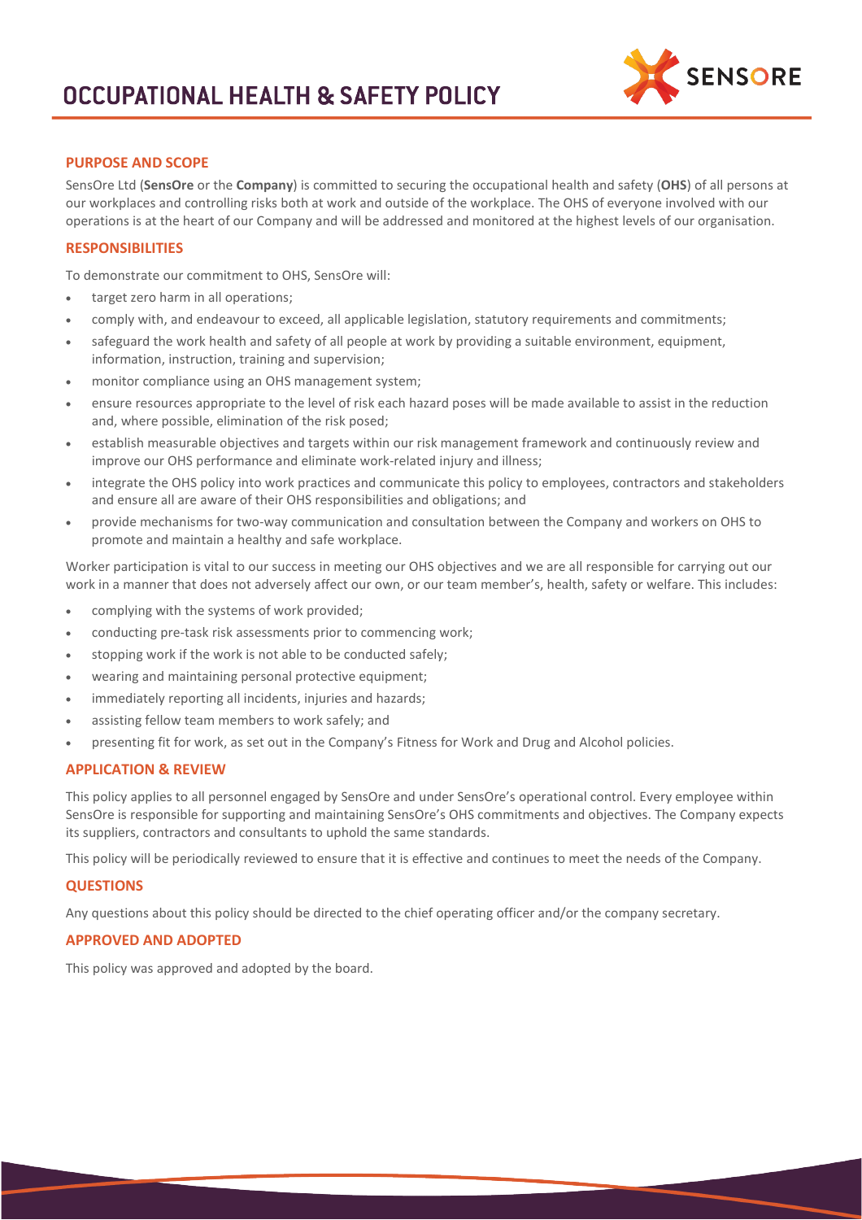# OCCUPATIONAL HEALTH & SAFETY POLICY

## PURPOSE AND SCOPE

SensOre Ltd (**SensOre** or the **Company**) is committed to securing the occupational health and safety (**OHS**) of all persons at our workplaces and controlling risks both at work and outside of the workplace. The OHS of everyone involved with our operations is at the heart of our Company and will be addressed and monitored at the highest levels of our organisation.

## RESPONSIBILITIES

To demonstrate our commitment to OHS, SensOre will:

- target zero harm in all operations;
- comply with, and endeavour to exceed, all applicable legislation, statutory requirements and commitments;
- safeguard the work health and safety of all people at work by providing a suitable environment, equipment, information, instruction, training and supervision;
- monitor compliance using an OHS management system;
- ensure resources appropriate to the level of risk each hazard poses will be made available to assist in the reduction and, where possible, elimination of the risk posed;
- establish measurable objectives and targets within our risk management framework and continuously review and improve our OHS performance and eliminate work-related injury and illness;
- integrate the OHS policy into work practices and communicate this policy to employees, contractors and stakeholders and ensure all are aware of their OHS responsibilities and obligations; and
- provide mechanisms for two-way communication and consultation between the Company and workers on OHS to promote and maintain a healthy and safe workplace.

Worker participation is vital to our success in meeting our OHS objectives and we are all responsible for carrying out our work in a manner that does not adversely affect our own, or our team member's, health, safety or welfare. This includes:

- complying with the systems of work provided;
- conducting pre-task risk assessments prior to commencing work;
- stopping work if the work is not able to be conducted safely;
- wearing and maintaining personal protective equipment;
- immediately reporting all incidents, injuries and hazards;
- assisting fellow team members to work safely; and
- presenting fit for work, as set out in the Company's Fitness for Work and Drug and Alcohol policies.

## APPLICATION & REVIEW

This policy applies to all personnel engaged by SensOre and under SensOre's operational control. Every employee within SensOre is responsible for supporting and maintaining SensOre's OHS commitments and objectives. The Company expects its suppliers, contractors and consultants to uphold the same standards.

This policy will be periodically reviewed to ensure that it is effective and continues to meet the needs of the Company.

## QUESTIONS

Any questions about this policy should be directed to the chief operating officer and/or the company secretary.

## APPROVED AND ADOPTED

This policy was approved and adopted by the board.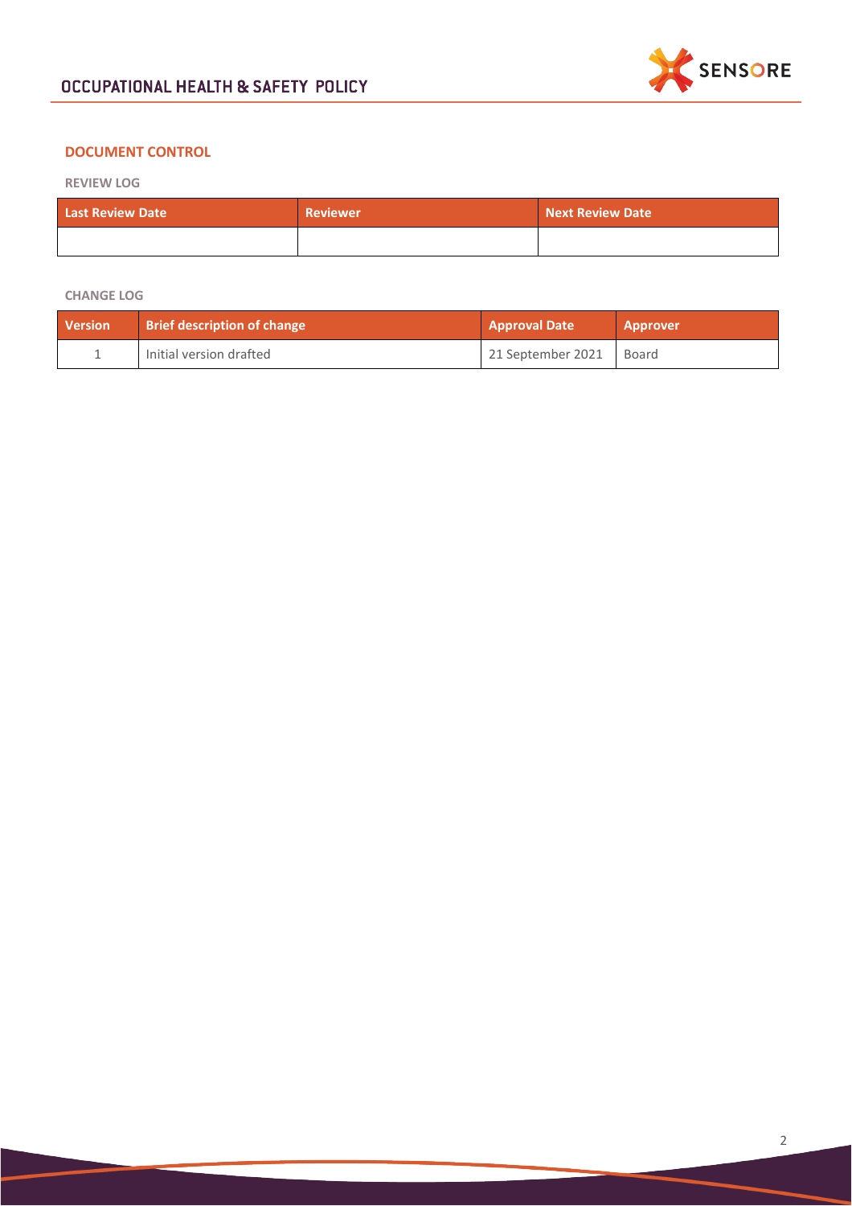## DOCUMENT CONTROL

### REVIEW LOG

| Last Review Date | Reviewer | Next Review Date |
|---|---|---|
| | | |

### CHANGE LOG

| Version | Brief description of change | Approval Date | Approver |
|---|---|---|---|
| 1 | Initial version drafted | 21 September 2021 | Board |